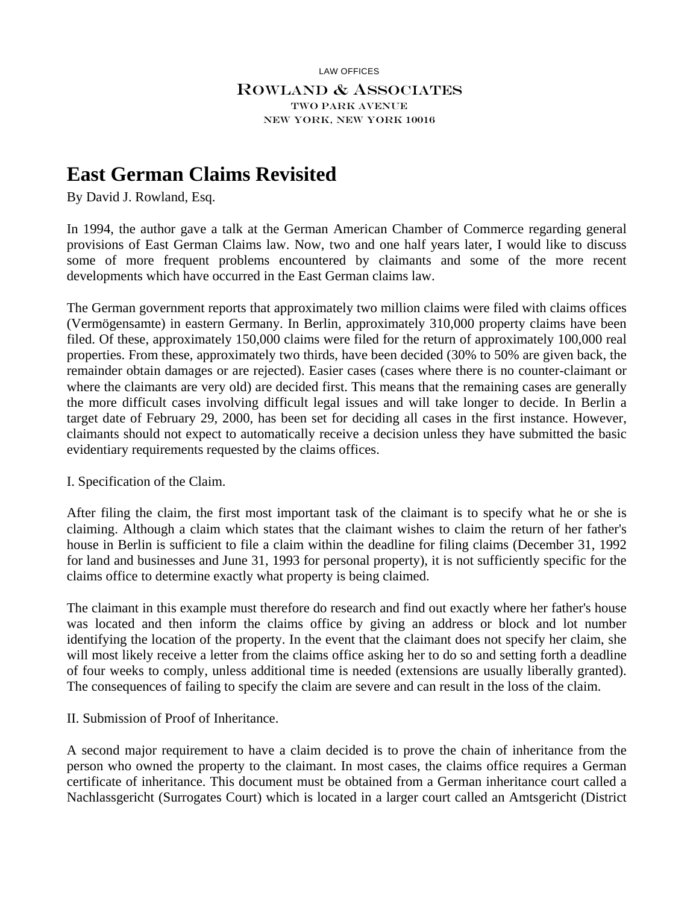LAW OFFICES

ROWLAND & ASSOCIATES

TWO PARK AVENUE

NEW YORK, NEW YORK 10016

# East German Claims Revisited

By David J. Rowland, Esq.

In 1994, the author gave a talk at the German American Chamber of Commerce regarding general provisions of East German Claims law. Now, two and one half years later, I would like to discuss some of more frequent problems encountered by claimants and some of the more recent developments which have occurred in the East German claims law.

The German government reports that approximately two million claims were filed with claims offices (Vermögensamte) in eastern Germany. In Berlin, approximately 310,000 property claims have been filed. Of these, approximately 150,000 claims were filed for the return of approximately 100,000 real properties. From these, approximately two thirds, have been decided (30% to 50% are given back, the remainder obtain damages or are rejected). Easier cases (cases where there is no counter-claimant or where the claimants are very old) are decided first. This means that the remaining cases are generally the more difficult cases involving difficult legal issues and will take longer to decide. In Berlin a target date of February 29, 2000, has been set for deciding all cases in the first instance. However, claimants should not expect to automatically receive a decision unless they have submitted the basic evidentiary requirements requested by the claims offices.

I. Specification of the Claim.

After filing the claim, the first most important task of the claimant is to specify what he or she is claiming. Although a claim which states that the claimant wishes to claim the return of her father's house in Berlin is sufficient to file a claim within the deadline for filing claims (December 31, 1992 for land and businesses and June 31, 1993 for personal property), it is not sufficiently specific for the claims office to determine exactly what property is being claimed.

The claimant in this example must therefore do research and find out exactly where her father's house was located and then inform the claims office by giving an address or block and lot number identifying the location of the property. In the event that the claimant does not specify her claim, she will most likely receive a letter from the claims office asking her to do so and setting forth a deadline of four weeks to comply, unless additional time is needed (extensions are usually liberally granted). The consequences of failing to specify the claim are severe and can result in the loss of the claim.

II. Submission of Proof of Inheritance.

A second major requirement to have a claim decided is to prove the chain of inheritance from the person who owned the property to the claimant. In most cases, the claims office requires a German certificate of inheritance. This document must be obtained from a German inheritance court called a Nachlassgericht (Surrogates Court) which is located in a larger court called an Amtsgericht (District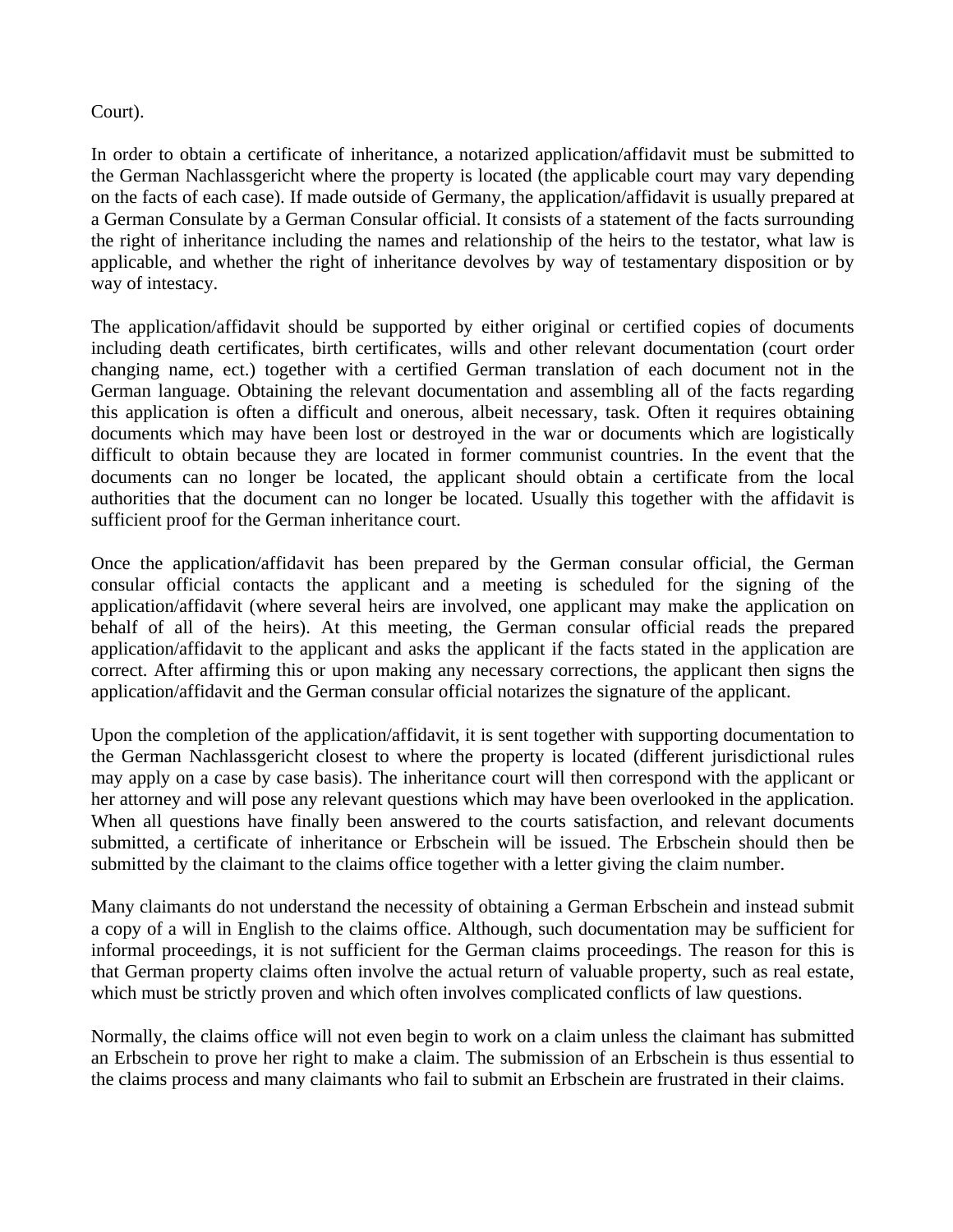Court).

In order to obtain a certificate of inheritance, a notarized application/affidavit must be submitted to the German Nachlassgericht where the property is located (the applicable court may vary depending on the facts of each case). If made outside of Germany, the application/affidavit is usually prepared at a German Consulate by a German Consular official. It consists of a statement of the facts surrounding the right of inheritance including the names and relationship of the heirs to the testator, what law is applicable, and whether the right of inheritance devolves by way of testamentary disposition or by way of intestacy.

The application/affidavit should be supported by either original or certified copies of documents including death certificates, birth certificates, wills and other relevant documentation (court order changing name, ect.) together with a certified German translation of each document not in the German language. Obtaining the relevant documentation and assembling all of the facts regarding this application is often a difficult and onerous, albeit necessary, task. Often it requires obtaining documents which may have been lost or destroyed in the war or documents which are logistically difficult to obtain because they are located in former communist countries. In the event that the documents can no longer be located, the applicant should obtain a certificate from the local authorities that the document can no longer be located. Usually this together with the affidavit is sufficient proof for the German inheritance court.

Once the application/affidavit has been prepared by the German consular official, the German consular official contacts the applicant and a meeting is scheduled for the signing of the application/affidavit (where several heirs are involved, one applicant may make the application on behalf of all of the heirs). At this meeting, the German consular official reads the prepared application/affidavit to the applicant and asks the applicant if the facts stated in the application are correct. After affirming this or upon making any necessary corrections, the applicant then signs the application/affidavit and the German consular official notarizes the signature of the applicant.

Upon the completion of the application/affidavit, it is sent together with supporting documentation to the German Nachlassgericht closest to where the property is located (different jurisdictional rules may apply on a case by case basis). The inheritance court will then correspond with the applicant or her attorney and will pose any relevant questions which may have been overlooked in the application. When all questions have finally been answered to the courts satisfaction, and relevant documents submitted, a certificate of inheritance or Erbschein will be issued. The Erbschein should then be submitted by the claimant to the claims office together with a letter giving the claim number.

Many claimants do not understand the necessity of obtaining a German Erbschein and instead submit a copy of a will in English to the claims office. Although, such documentation may be sufficient for informal proceedings, it is not sufficient for the German claims proceedings. The reason for this is that German property claims often involve the actual return of valuable property, such as real estate, which must be strictly proven and which often involves complicated conflicts of law questions.

Normally, the claims office will not even begin to work on a claim unless the claimant has submitted an Erbschein to prove her right to make a claim. The submission of an Erbschein is thus essential to the claims process and many claimants who fail to submit an Erbschein are frustrated in their claims.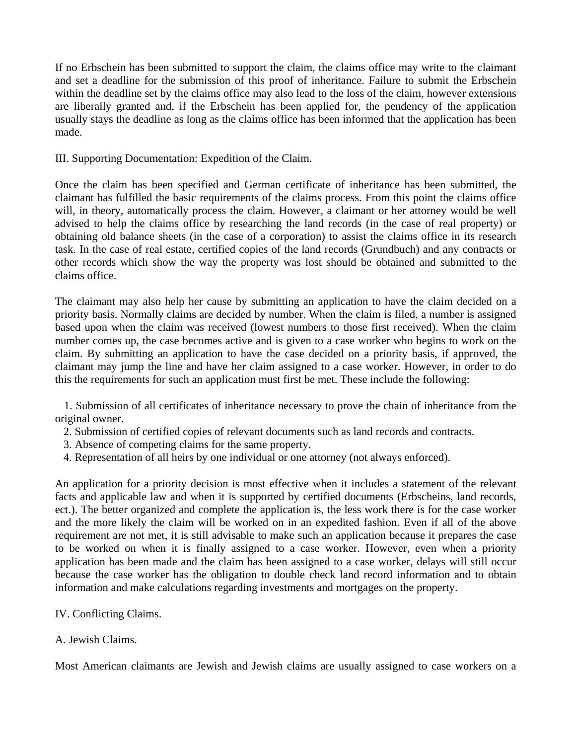If no Erbschein has been submitted to support the claim, the claims office may write to the claimant and set a deadline for the submission of this proof of inheritance. Failure to submit the Erbschein within the deadline set by the claims office may also lead to the loss of the claim, however extensions are liberally granted and, if the Erbschein has been applied for, the pendency of the application usually stays the deadline as long as the claims office has been informed that the application has been made.

## III. Supporting Documentation: Expedition of the Claim.

Once the claim has been specified and German certificate of inheritance has been submitted, the claimant has fulfilled the basic requirements of the claims process. From this point the claims office will, in theory, automatically process the claim. However, a claimant or her attorney would be well advised to help the claims office by researching the land records (in the case of real property) or obtaining old balance sheets (in the case of a corporation) to assist the claims office in its research task. In the case of real estate, certified copies of the land records (Grundbuch) and any contracts or other records which show the way the property was lost should be obtained and submitted to the claims office.

The claimant may also help her cause by submitting an application to have the claim decided on a priority basis. Normally claims are decided by number. When the claim is filed, a number is assigned based upon when the claim was received (lowest numbers to those first received). When the claim number comes up, the case becomes active and is given to a case worker who begins to work on the claim. By submitting an application to have the case decided on a priority basis, if approved, the claimant may jump the line and have her claim assigned to a case worker. However, in order to do this the requirements for such an application must first be met. These include the following:

1. Submission of all certificates of inheritance necessary to prove the chain of inheritance from the original owner.
2. Submission of certified copies of relevant documents such as land records and contracts.
3. Absence of competing claims for the same property.
4. Representation of all heirs by one individual or one attorney (not always enforced).

An application for a priority decision is most effective when it includes a statement of the relevant facts and applicable law and when it is supported by certified documents (Erbscheins, land records, ect.). The better organized and complete the application is, the less work there is for the case worker and the more likely the claim will be worked on in an expedited fashion. Even if all of the above requirement are not met, it is still advisable to make such an application because it prepares the case to be worked on when it is finally assigned to a case worker. However, even when a priority application has been made and the claim has been assigned to a case worker, delays will still occur because the case worker has the obligation to double check land record information and to obtain information and make calculations regarding investments and mortgages on the property.

## IV. Conflicting Claims.

### A. Jewish Claims.

Most American claimants are Jewish and Jewish claims are usually assigned to case workers on a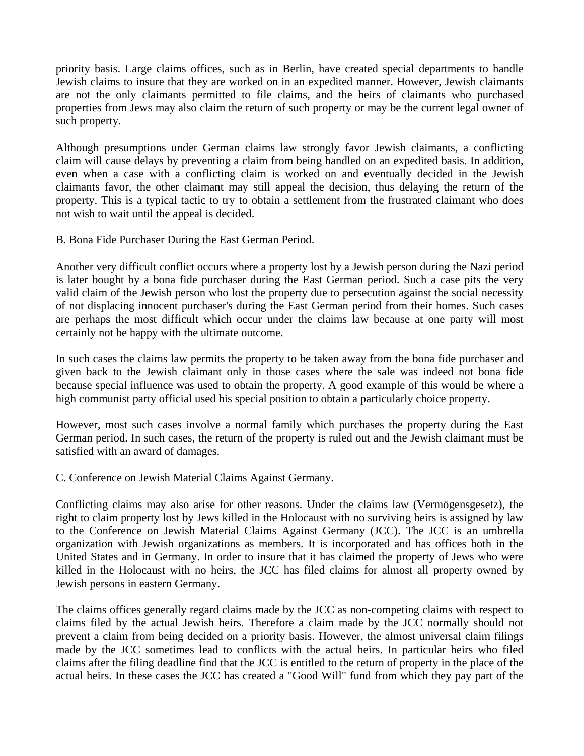priority basis. Large claims offices, such as in Berlin, have created special departments to handle Jewish claims to insure that they are worked on in an expedited manner. However, Jewish claimants are not the only claimants permitted to file claims, and the heirs of claimants who purchased properties from Jews may also claim the return of such property or may be the current legal owner of such property.

Although presumptions under German claims law strongly favor Jewish claimants, a conflicting claim will cause delays by preventing a claim from being handled on an expedited basis. In addition, even when a case with a conflicting claim is worked on and eventually decided in the Jewish claimants favor, the other claimant may still appeal the decision, thus delaying the return of the property. This is a typical tactic to try to obtain a settlement from the frustrated claimant who does not wish to wait until the appeal is decided.

B. Bona Fide Purchaser During the East German Period.

Another very difficult conflict occurs where a property lost by a Jewish person during the Nazi period is later bought by a bona fide purchaser during the East German period. Such a case pits the very valid claim of the Jewish person who lost the property due to persecution against the social necessity of not displacing innocent purchaser's during the East German period from their homes. Such cases are perhaps the most difficult which occur under the claims law because at one party will most certainly not be happy with the ultimate outcome.

In such cases the claims law permits the property to be taken away from the bona fide purchaser and given back to the Jewish claimant only in those cases where the sale was indeed not bona fide because special influence was used to obtain the property. A good example of this would be where a high communist party official used his special position to obtain a particularly choice property.

However, most such cases involve a normal family which purchases the property during the East German period. In such cases, the return of the property is ruled out and the Jewish claimant must be satisfied with an award of damages.

C. Conference on Jewish Material Claims Against Germany.

Conflicting claims may also arise for other reasons. Under the claims law (Vermögensgesetz), the right to claim property lost by Jews killed in the Holocaust with no surviving heirs is assigned by law to the Conference on Jewish Material Claims Against Germany (JCC). The JCC is an umbrella organization with Jewish organizations as members. It is incorporated and has offices both in the United States and in Germany. In order to insure that it has claimed the property of Jews who were killed in the Holocaust with no heirs, the JCC has filed claims for almost all property owned by Jewish persons in eastern Germany.

The claims offices generally regard claims made by the JCC as non-competing claims with respect to claims filed by the actual Jewish heirs. Therefore a claim made by the JCC normally should not prevent a claim from being decided on a priority basis. However, the almost universal claim filings made by the JCC sometimes lead to conflicts with the actual heirs. In particular heirs who filed claims after the filing deadline find that the JCC is entitled to the return of property in the place of the actual heirs. In these cases the JCC has created a "Good Will" fund from which they pay part of the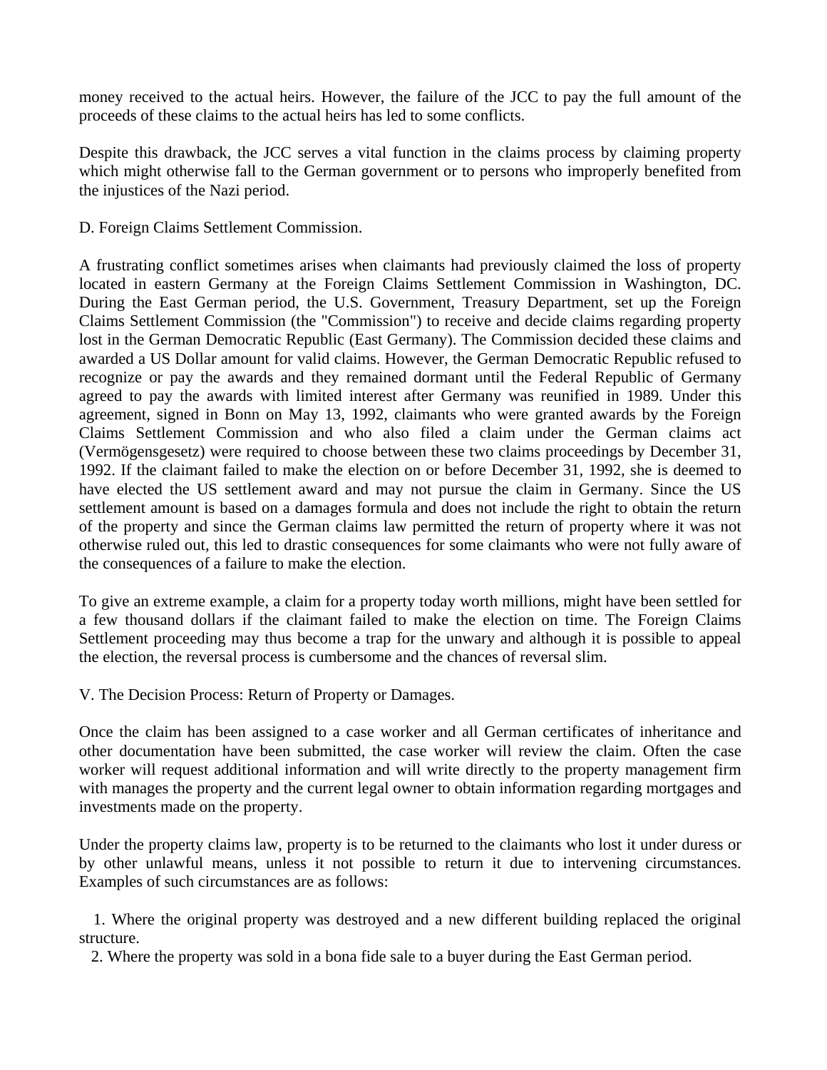money received to the actual heirs. However, the failure of the JCC to pay the full amount of the proceeds of these claims to the actual heirs has led to some conflicts.

Despite this drawback, the JCC serves a vital function in the claims process by claiming property which might otherwise fall to the German government or to persons who improperly benefited from the injustices of the Nazi period.

D. Foreign Claims Settlement Commission.

A frustrating conflict sometimes arises when claimants had previously claimed the loss of property located in eastern Germany at the Foreign Claims Settlement Commission in Washington, DC. During the East German period, the U.S. Government, Treasury Department, set up the Foreign Claims Settlement Commission (the "Commission") to receive and decide claims regarding property lost in the German Democratic Republic (East Germany). The Commission decided these claims and awarded a US Dollar amount for valid claims. However, the German Democratic Republic refused to recognize or pay the awards and they remained dormant until the Federal Republic of Germany agreed to pay the awards with limited interest after Germany was reunified in 1989. Under this agreement, signed in Bonn on May 13, 1992, claimants who were granted awards by the Foreign Claims Settlement Commission and who also filed a claim under the German claims act (Vermögensgesetz) were required to choose between these two claims proceedings by December 31, 1992. If the claimant failed to make the election on or before December 31, 1992, she is deemed to have elected the US settlement award and may not pursue the claim in Germany. Since the US settlement amount is based on a damages formula and does not include the right to obtain the return of the property and since the German claims law permitted the return of property where it was not otherwise ruled out, this led to drastic consequences for some claimants who were not fully aware of the consequences of a failure to make the election.

To give an extreme example, a claim for a property today worth millions, might have been settled for a few thousand dollars if the claimant failed to make the election on time. The Foreign Claims Settlement proceeding may thus become a trap for the unwary and although it is possible to appeal the election, the reversal process is cumbersome and the chances of reversal slim.

V. The Decision Process: Return of Property or Damages.

Once the claim has been assigned to a case worker and all German certificates of inheritance and other documentation have been submitted, the case worker will review the claim. Often the case worker will request additional information and will write directly to the property management firm with manages the property and the current legal owner to obtain information regarding mortgages and investments made on the property.

Under the property claims law, property is to be returned to the claimants who lost it under duress or by other unlawful means, unless it not possible to return it due to intervening circumstances. Examples of such circumstances are as follows:

1. Where the original property was destroyed and a new different building replaced the original structure.
2. Where the property was sold in a bona fide sale to a buyer during the East German period.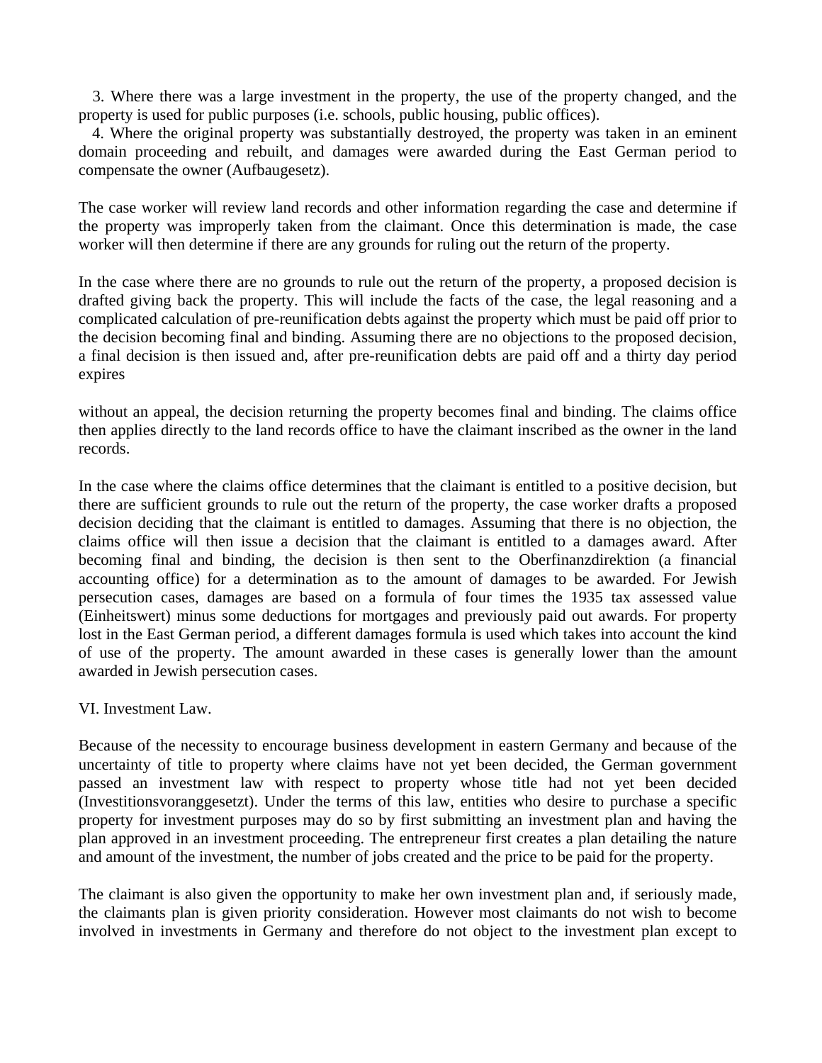3. Where there was a large investment in the property, the use of the property changed, and the property is used for public purposes (i.e. schools, public housing, public offices).

4. Where the original property was substantially destroyed, the property was taken in an eminent domain proceeding and rebuilt, and damages were awarded during the East German period to compensate the owner (Aufbaugesetz).

The case worker will review land records and other information regarding the case and determine if the property was improperly taken from the claimant. Once this determination is made, the case worker will then determine if there are any grounds for ruling out the return of the property.

In the case where there are no grounds to rule out the return of the property, a proposed decision is drafted giving back the property. This will include the facts of the case, the legal reasoning and a complicated calculation of pre-reunification debts against the property which must be paid off prior to the decision becoming final and binding. Assuming there are no objections to the proposed decision, a final decision is then issued and, after pre-reunification debts are paid off and a thirty day period expires without an appeal, the decision returning the property becomes final and binding. The claims office then applies directly to the land records office to have the claimant inscribed as the owner in the land records.

In the case where the claims office determines that the claimant is entitled to a positive decision, but there are sufficient grounds to rule out the return of the property, the case worker drafts a proposed decision deciding that the claimant is entitled to damages. Assuming that there is no objection, the claims office will then issue a decision that the claimant is entitled to a damages award. After becoming final and binding, the decision is then sent to the Oberfinanzdirektion (a financial accounting office) for a determination as to the amount of damages to be awarded. For Jewish persecution cases, damages are based on a formula of four times the 1935 tax assessed value (Einheitswert) minus some deductions for mortgages and previously paid out awards. For property lost in the East German period, a different damages formula is used which takes into account the kind of use of the property. The amount awarded in these cases is generally lower than the amount awarded in Jewish persecution cases.

## VI. Investment Law.

Because of the necessity to encourage business development in eastern Germany and because of the uncertainty of title to property where claims have not yet been decided, the German government passed an investment law with respect to property whose title had not yet been decided (Investitionsvoranggesetzt). Under the terms of this law, entities who desire to purchase a specific property for investment purposes may do so by first submitting an investment plan and having the plan approved in an investment proceeding. The entrepreneur first creates a plan detailing the nature and amount of the investment, the number of jobs created and the price to be paid for the property.

The claimant is also given the opportunity to make her own investment plan and, if seriously made, the claimants plan is given priority consideration. However most claimants do not wish to become involved in investments in Germany and therefore do not object to the investment plan except to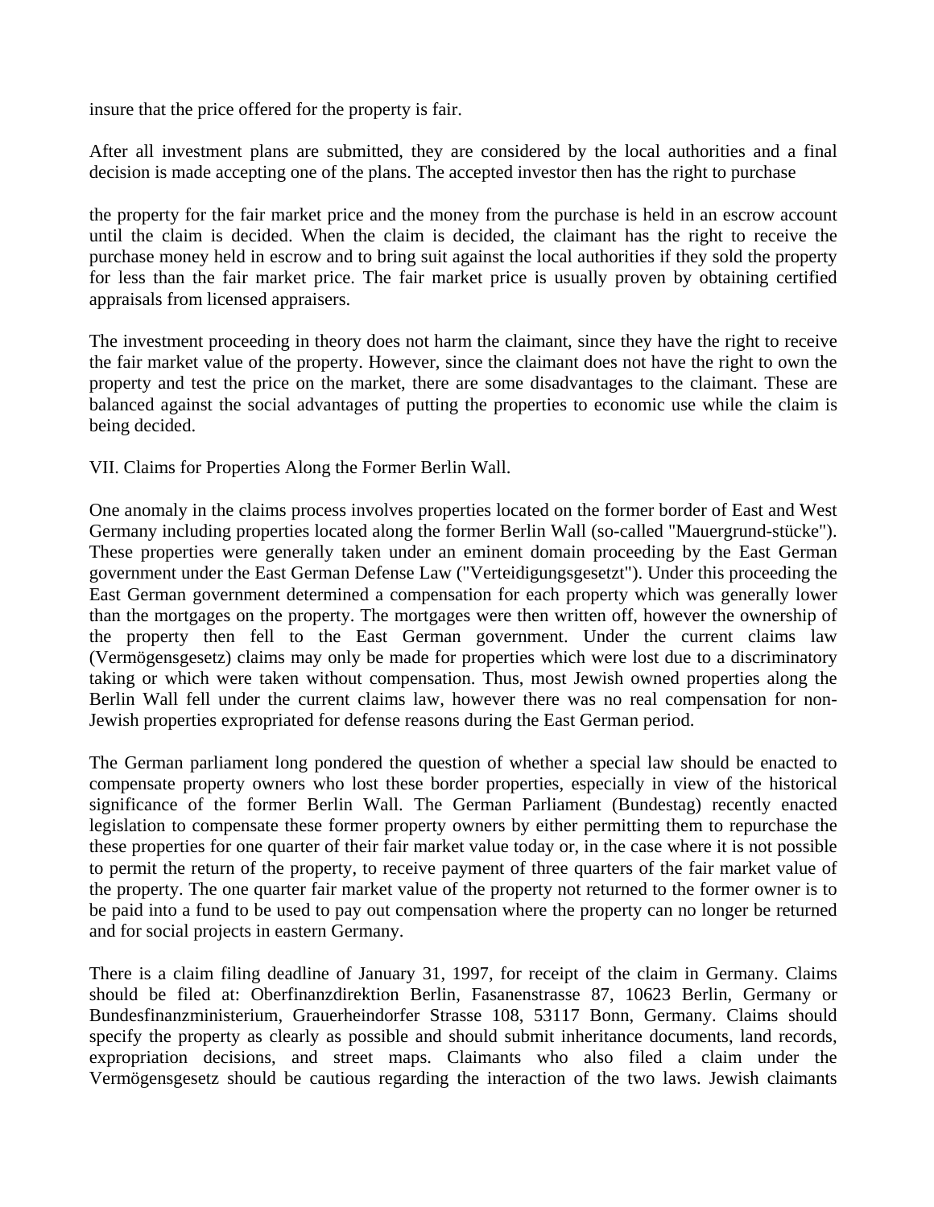insure that the price offered for the property is fair.

After all investment plans are submitted, they are considered by the local authorities and a final decision is made accepting one of the plans. The accepted investor then has the right to purchase

the property for the fair market price and the money from the purchase is held in an escrow account until the claim is decided. When the claim is decided, the claimant has the right to receive the purchase money held in escrow and to bring suit against the local authorities if they sold the property for less than the fair market price. The fair market price is usually proven by obtaining certified appraisals from licensed appraisers.

The investment proceeding in theory does not harm the claimant, since they have the right to receive the fair market value of the property. However, since the claimant does not have the right to own the property and test the price on the market, there are some disadvantages to the claimant. These are balanced against the social advantages of putting the properties to economic use while the claim is being decided.

## VII. Claims for Properties Along the Former Berlin Wall.

One anomaly in the claims process involves properties located on the former border of East and West Germany including properties located along the former Berlin Wall (so-called "Mauergrund-stücke"). These properties were generally taken under an eminent domain proceeding by the East German government under the East German Defense Law ("Verteidigungsgesetzt"). Under this proceeding the East German government determined a compensation for each property which was generally lower than the mortgages on the property. The mortgages were then written off, however the ownership of the property then fell to the East German government. Under the current claims law (Vermögensgesetz) claims may only be made for properties which were lost due to a discriminatory taking or which were taken without compensation. Thus, most Jewish owned properties along the Berlin Wall fell under the current claims law, however there was no real compensation for non-Jewish properties expropriated for defense reasons during the East German period.

The German parliament long pondered the question of whether a special law should be enacted to compensate property owners who lost these border properties, especially in view of the historical significance of the former Berlin Wall. The German Parliament (Bundestag) recently enacted legislation to compensate these former property owners by either permitting them to repurchase the these properties for one quarter of their fair market value today or, in the case where it is not possible to permit the return of the property, to receive payment of three quarters of the fair market value of the property. The one quarter fair market value of the property not returned to the former owner is to be paid into a fund to be used to pay out compensation where the property can no longer be returned and for social projects in eastern Germany.

There is a claim filing deadline of January 31, 1997, for receipt of the claim in Germany. Claims should be filed at: Oberfinanzdirektion Berlin, Fasanenstrasse 87, 10623 Berlin, Germany or Bundesfinanzministerium, Grauerheindorfer Strasse 108, 53117 Bonn, Germany. Claims should specify the property as clearly as possible and should submit inheritance documents, land records, expropriation decisions, and street maps. Claimants who also filed a claim under the Vermögensgesetz should be cautious regarding the interaction of the two laws. Jewish claimants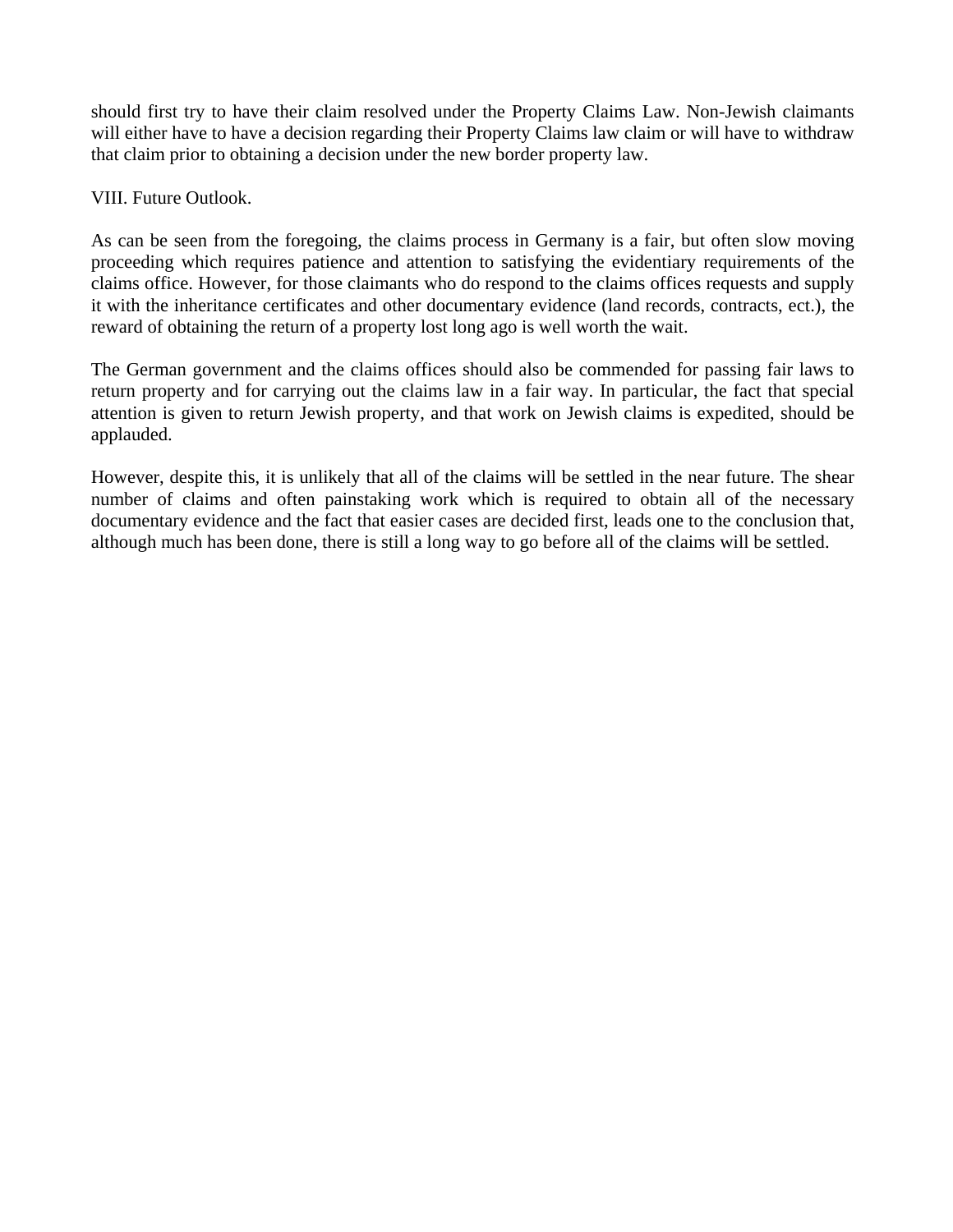should first try to have their claim resolved under the Property Claims Law. Non-Jewish claimants will either have to have a decision regarding their Property Claims law claim or will have to withdraw that claim prior to obtaining a decision under the new border property law.

## VIII. Future Outlook.

As can be seen from the foregoing, the claims process in Germany is a fair, but often slow moving proceeding which requires patience and attention to satisfying the evidentiary requirements of the claims office. However, for those claimants who do respond to the claims offices requests and supply it with the inheritance certificates and other documentary evidence (land records, contracts, ect.), the reward of obtaining the return of a property lost long ago is well worth the wait.

The German government and the claims offices should also be commended for passing fair laws to return property and for carrying out the claims law in a fair way. In particular, the fact that special attention is given to return Jewish property, and that work on Jewish claims is expedited, should be applauded.

However, despite this, it is unlikely that all of the claims will be settled in the near future. The shear number of claims and often painstaking work which is required to obtain all of the necessary documentary evidence and the fact that easier cases are decided first, leads one to the conclusion that, although much has been done, there is still a long way to go before all of the claims will be settled.